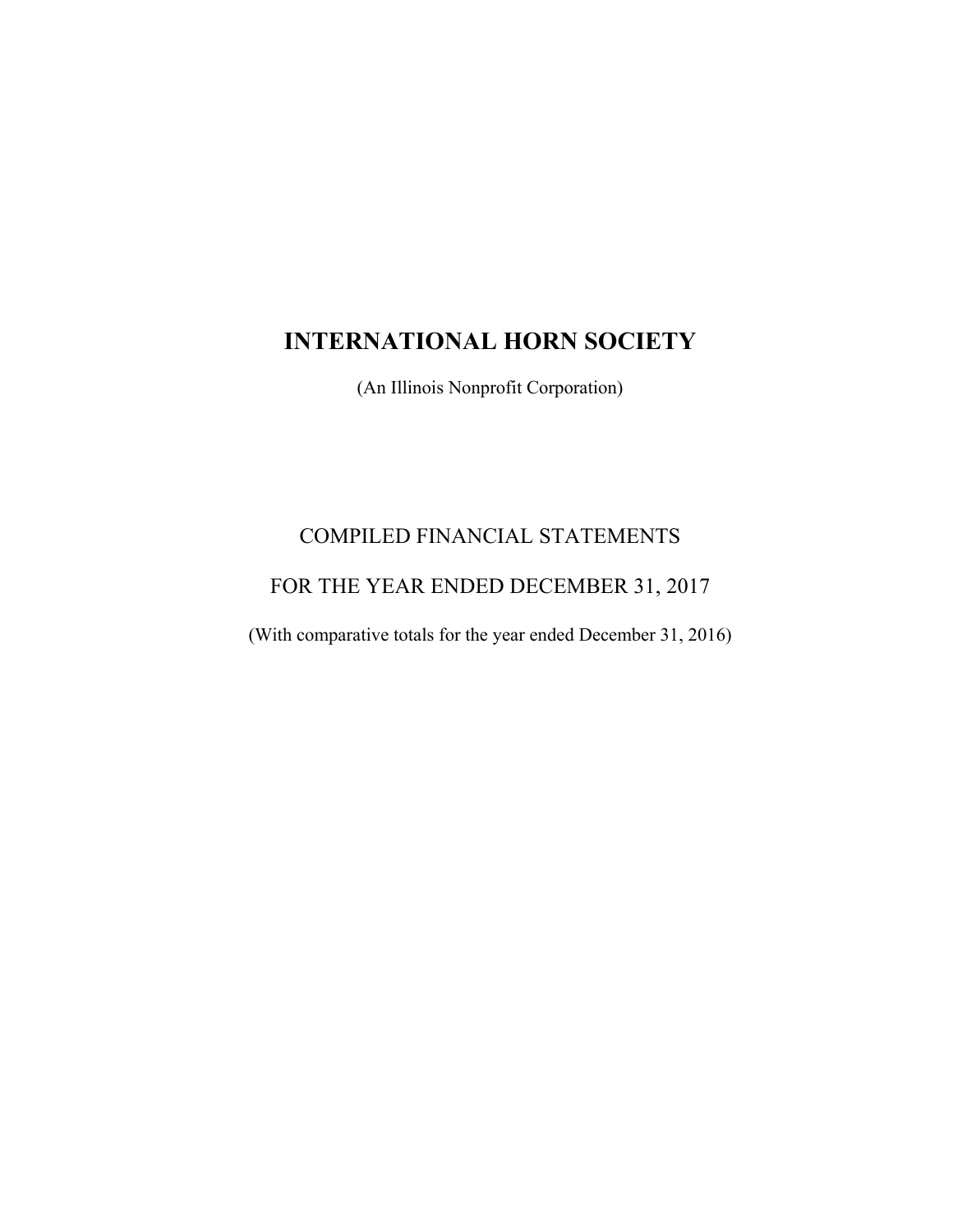# INTERNATIONAL HORN SOCIETY

(An Illinois Nonprofit Corporation)

## COMPILED FINANCIAL STATEMENTS

## FOR THE YEAR ENDED DECEMBER 31, 2017

(With comparative totals for the year ended December 31, 2016)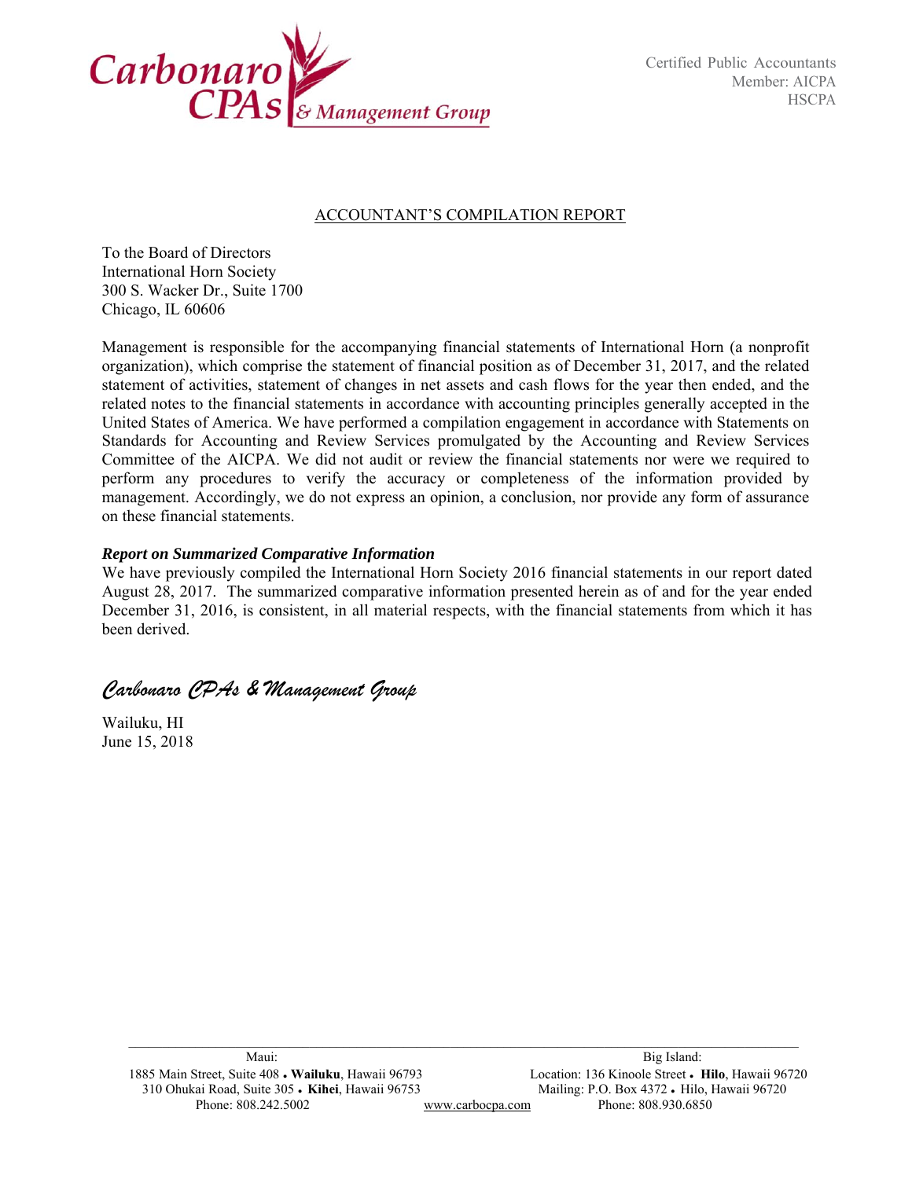Carbonaro CPAs & Management Group

Certified Public Accountants
Member: AICPA
HSCPA

## ACCOUNTANT'S COMPILATION REPORT

To the Board of Directors
International Horn Society
300 S. Wacker Dr., Suite 1700
Chicago, IL 60606

Management is responsible for the accompanying financial statements of International Horn (a nonprofit organization), which comprise the statement of financial position as of December 31, 2017, and the related statement of activities, statement of changes in net assets and cash flows for the year then ended, and the related notes to the financial statements in accordance with accounting principles generally accepted in the United States of America. We have performed a compilation engagement in accordance with Statements on Standards for Accounting and Review Services promulgated by the Accounting and Review Services Committee of the AICPA. We did not audit or review the financial statements nor were we required to perform any procedures to verify the accuracy or completeness of the information provided by management. Accordingly, we do not express an opinion, a conclusion, nor provide any form of assurance on these financial statements.

***Report on Summarized Comparative Information***

We have previously compiled the International Horn Society 2016 financial statements in our report dated August 28, 2017. The summarized comparative information presented herein as of and for the year ended December 31, 2016, is consistent, in all material respects, with the financial statements from which it has been derived.

*Carbonaro CPAs & Management Group*

Wailuku, HI
June 15, 2018

Maui:
1885 Main Street, Suite 408 • **Wailuku**, Hawaii 96793
310 Ohukai Road, Suite 305 • **Kihei**, Hawaii 96753
Phone: 808.242.5002

www.carbocpa.com

Big Island:
Location: 136 Kinoole Street • **Hilo**, Hawaii 96720
Mailing: P.O. Box 4372 • Hilo, Hawaii 96720
Phone: 808.930.6850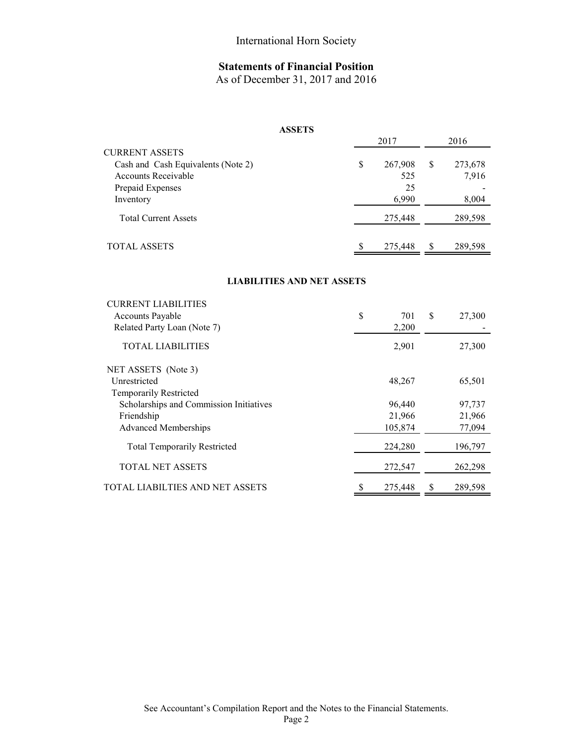# International Horn Society

## Statements of Financial Position

As of December 31, 2017 and 2016

### ASSETS

| | 2017 | 2016 |
|---|---|---|
| CURRENT ASSETS | | |
| Cash and Cash Equivalents (Note 2) | $ 267,908 | $ 273,678 |
| Accounts Receivable | 525 | 7,916 |
| Prepaid Expenses | 25 | - |
| Inventory | 6,990 | 8,004 |
| Total Current Assets | 275,448 | 289,598 |
| TOTAL ASSETS | $ 275,448 | $ 289,598 |

### LIABILITIES AND NET ASSETS

| | 2017 | 2016 |
|---|---|---|
| CURRENT LIABILITIES | | |
| Accounts Payable | $ 701 | $ 27,300 |
| Related Party Loan (Note 7) | 2,200 | - |
| TOTAL LIABILITIES | 2,901 | 27,300 |
| NET ASSETS (Note 3) | | |
| Unrestricted | 48,267 | 65,501 |
| Temporarily Restricted | | |
| Scholarships and Commission Initiatives | 96,440 | 97,737 |
| Friendship | 21,966 | 21,966 |
| Advanced Memberships | 105,874 | 77,094 |
| Total Temporarily Restricted | 224,280 | 196,797 |
| TOTAL NET ASSETS | 272,547 | 262,298 |
| TOTAL LIABILTIES AND NET ASSETS | $ 275,448 | $ 289,598 |

See Accountant's Compilation Report and the Notes to the Financial Statements.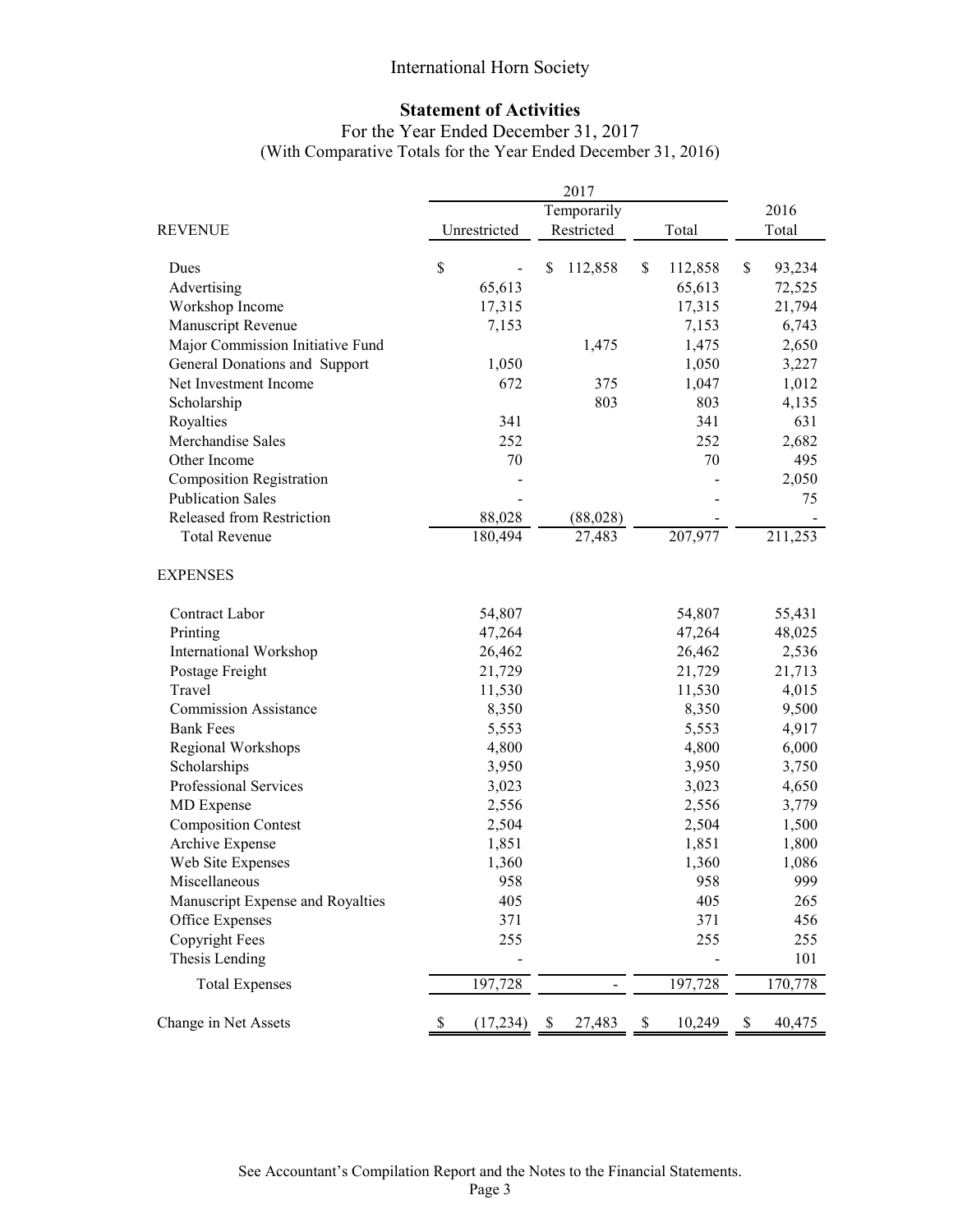# International Horn Society

## Statement of Activities

For the Year Ended December 31, 2017
(With Comparative Totals for the Year Ended December 31, 2016)

| | 2017 | | | 2016 |
|---|---|---|---|---|
| REVENUE | Unrestricted | Temporarily Restricted | Total | Total |
| Dues | $ - | $ 112,858 | $ 112,858 | $ 93,234 |
| Advertising | 65,613 | | 65,613 | 72,525 |
| Workshop Income | 17,315 | | 17,315 | 21,794 |
| Manuscript Revenue | 7,153 | | 7,153 | 6,743 |
| Major Commission Initiative Fund | | 1,475 | 1,475 | 2,650 |
| General Donations and Support | 1,050 | | 1,050 | 3,227 |
| Net Investment Income | 672 | 375 | 1,047 | 1,012 |
| Scholarship | | 803 | 803 | 4,135 |
| Royalties | 341 | | 341 | 631 |
| Merchandise Sales | 252 | | 252 | 2,682 |
| Other Income | 70 | | 70 | 495 |
| Composition Registration | - | | - | 2,050 |
| Publication Sales | - | | - | 75 |
| Released from Restriction | 88,028 | (88,028) | - | - |
| Total Revenue | 180,494 | 27,483 | 207,977 | 211,253 |
| **EXPENSES** | | | | |
| Contract Labor | 54,807 | | 54,807 | 55,431 |
| Printing | 47,264 | | 47,264 | 48,025 |
| International Workshop | 26,462 | | 26,462 | 2,536 |
| Postage Freight | 21,729 | | 21,729 | 21,713 |
| Travel | 11,530 | | 11,530 | 4,015 |
| Commission Assistance | 8,350 | | 8,350 | 9,500 |
| Bank Fees | 5,553 | | 5,553 | 4,917 |
| Regional Workshops | 4,800 | | 4,800 | 6,000 |
| Scholarships | 3,950 | | 3,950 | 3,750 |
| Professional Services | 3,023 | | 3,023 | 4,650 |
| MD Expense | 2,556 | | 2,556 | 3,779 |
| Composition Contest | 2,504 | | 2,504 | 1,500 |
| Archive Expense | 1,851 | | 1,851 | 1,800 |
| Web Site Expenses | 1,360 | | 1,360 | 1,086 |
| Miscellaneous | 958 | | 958 | 999 |
| Manuscript Expense and Royalties | 405 | | 405 | 265 |
| Office Expenses | 371 | | 371 | 456 |
| Copyright Fees | 255 | | 255 | 255 |
| Thesis Lending | - | | - | 101 |
| Total Expenses | 197,728 | - | 197,728 | 170,778 |
| Change in Net Assets | $ (17,234) | $ 27,483 | $ 10,249 | $ 40,475 |

See Accountant's Compilation Report and the Notes to the Financial Statements.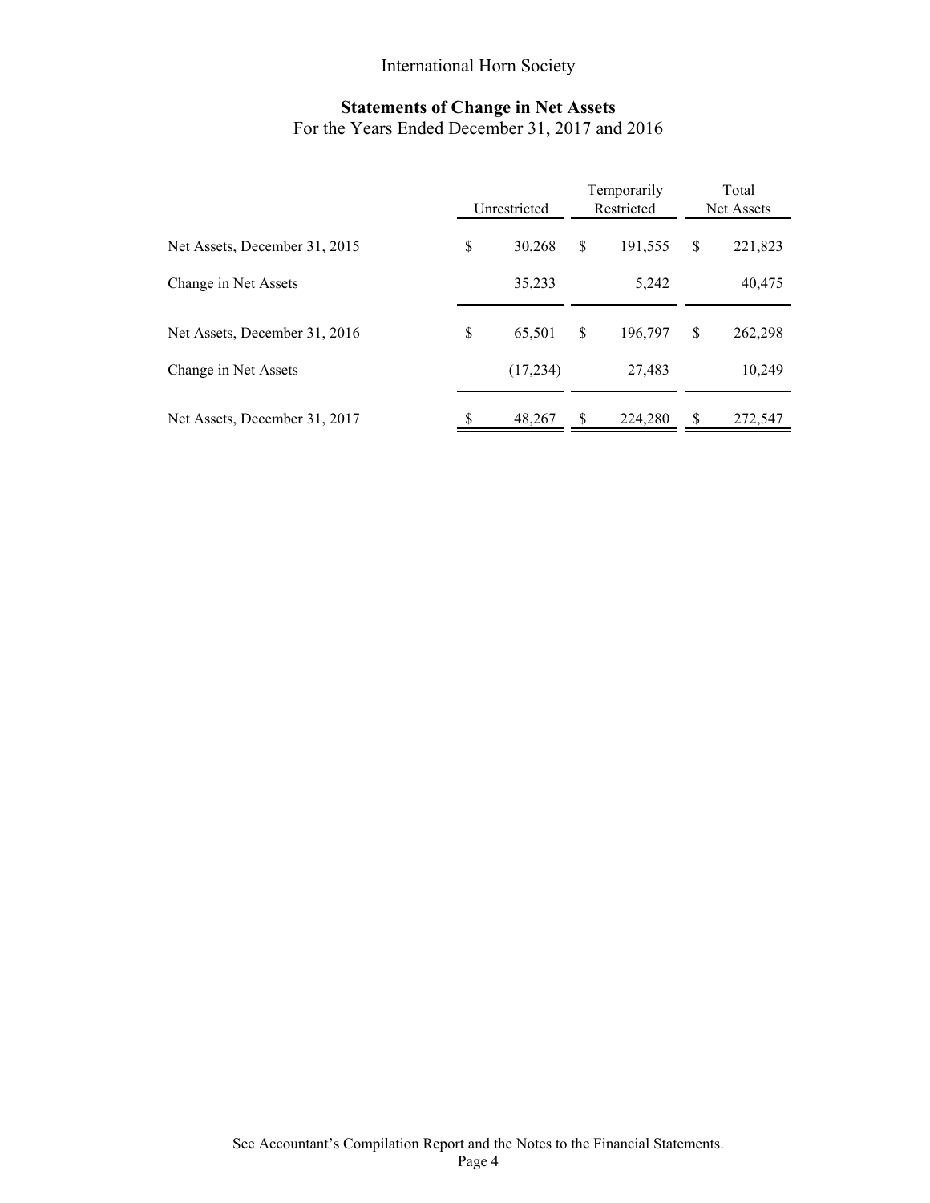International Horn Society

## Statements of Change in Net Assets

For the Years Ended December 31, 2017 and 2016

| | Unrestricted | Temporarily Restricted | Total Net Assets |
|---|---|---|---|
| Net Assets, December 31, 2015 | $ 30,268 | $ 191,555 | $ 221,823 |
| Change in Net Assets | 35,233 | 5,242 | 40,475 |
| Net Assets, December 31, 2016 | $ 65,501 | $ 196,797 | $ 262,298 |
| Change in Net Assets | (17,234) | 27,483 | 10,249 |
| Net Assets, December 31, 2017 | $ 48,267 | $ 224,280 | $ 272,547 |

See Accountant's Compilation Report and the Notes to the Financial Statements.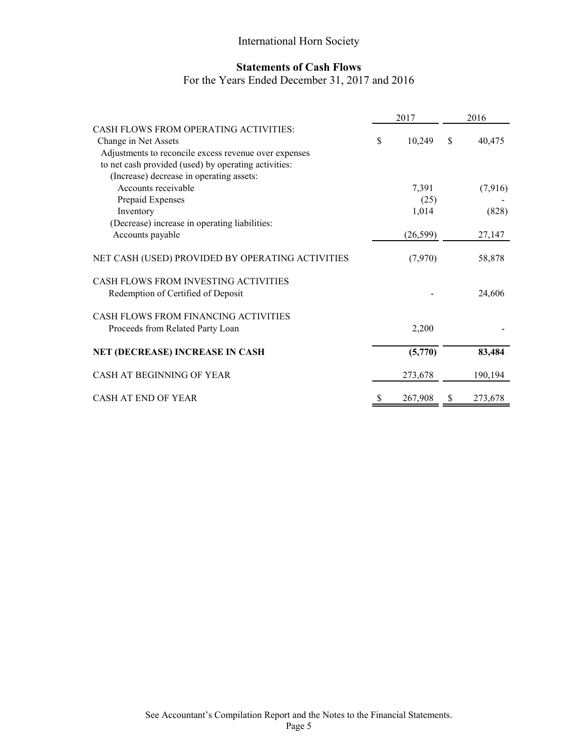International Horn Society

## Statements of Cash Flows

For the Years Ended December 31, 2017 and 2016

| | 2017 | 2016 |
|---|---|---|
| CASH FLOWS FROM OPERATING ACTIVITIES: | | |
| Change in Net Assets | $ 10,249 | $ 40,475 |
| Adjustments to reconcile excess revenue over expenses | | |
| to net cash provided (used) by operating activities: | | |
| (Increase) decrease in operating assets: | | |
| Accounts receivable | 7,391 | (7,916) |
| Prepaid Expenses | (25) | - |
| Inventory | 1,014 | (828) |
| (Decrease) increase in operating liabilities: | | |
| Accounts payable | (26,599) | 27,147 |
| NET CASH (USED) PROVIDED BY OPERATING ACTIVITIES | (7,970) | 58,878 |
| CASH FLOWS FROM INVESTING ACTIVITIES | | |
| Redemption of Certified of Deposit | - | 24,606 |
| CASH FLOWS FROM FINANCING ACTIVITIES | | |
| Proceeds from Related Party Loan | 2,200 | - |
| **NET (DECREASE) INCREASE IN CASH** | **(5,770)** | **83,484** |
| CASH AT BEGINNING OF YEAR | 273,678 | 190,194 |
| CASH AT END OF YEAR | $ 267,908 | $ 273,678 |

See Accountant's Compilation Report and the Notes to the Financial Statements.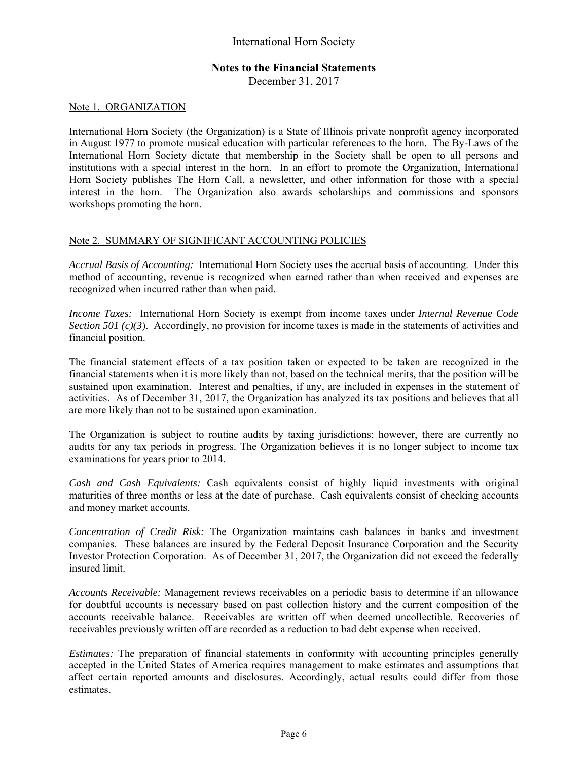International Horn Society

**Notes to the Financial Statements**
December 31, 2017

Note 1. ORGANIZATION

International Horn Society (the Organization) is a State of Illinois private nonprofit agency incorporated in August 1977 to promote musical education with particular references to the horn. The By-Laws of the International Horn Society dictate that membership in the Society shall be open to all persons and institutions with a special interest in the horn. In an effort to promote the Organization, International Horn Society publishes The Horn Call, a newsletter, and other information for those with a special interest in the horn. The Organization also awards scholarships and commissions and sponsors workshops promoting the horn.

Note 2. SUMMARY OF SIGNIFICANT ACCOUNTING POLICIES

*Accrual Basis of Accounting:* International Horn Society uses the accrual basis of accounting. Under this method of accounting, revenue is recognized when earned rather than when received and expenses are recognized when incurred rather than when paid.

*Income Taxes:* International Horn Society is exempt from income taxes under *Internal Revenue Code Section 501 (c)(3*). Accordingly, no provision for income taxes is made in the statements of activities and financial position.

The financial statement effects of a tax position taken or expected to be taken are recognized in the financial statements when it is more likely than not, based on the technical merits, that the position will be sustained upon examination. Interest and penalties, if any, are included in expenses in the statement of activities. As of December 31, 2017, the Organization has analyzed its tax positions and believes that all are more likely than not to be sustained upon examination.

The Organization is subject to routine audits by taxing jurisdictions; however, there are currently no audits for any tax periods in progress. The Organization believes it is no longer subject to income tax examinations for years prior to 2014.

*Cash and Cash Equivalents:* Cash equivalents consist of highly liquid investments with original maturities of three months or less at the date of purchase. Cash equivalents consist of checking accounts and money market accounts.

*Concentration of Credit Risk:* The Organization maintains cash balances in banks and investment companies. These balances are insured by the Federal Deposit Insurance Corporation and the Security Investor Protection Corporation. As of December 31, 2017, the Organization did not exceed the federally insured limit.

*Accounts Receivable:* Management reviews receivables on a periodic basis to determine if an allowance for doubtful accounts is necessary based on past collection history and the current composition of the accounts receivable balance. Receivables are written off when deemed uncollectible. Recoveries of receivables previously written off are recorded as a reduction to bad debt expense when received.

*Estimates:* The preparation of financial statements in conformity with accounting principles generally accepted in the United States of America requires management to make estimates and assumptions that affect certain reported amounts and disclosures. Accordingly, actual results could differ from those estimates.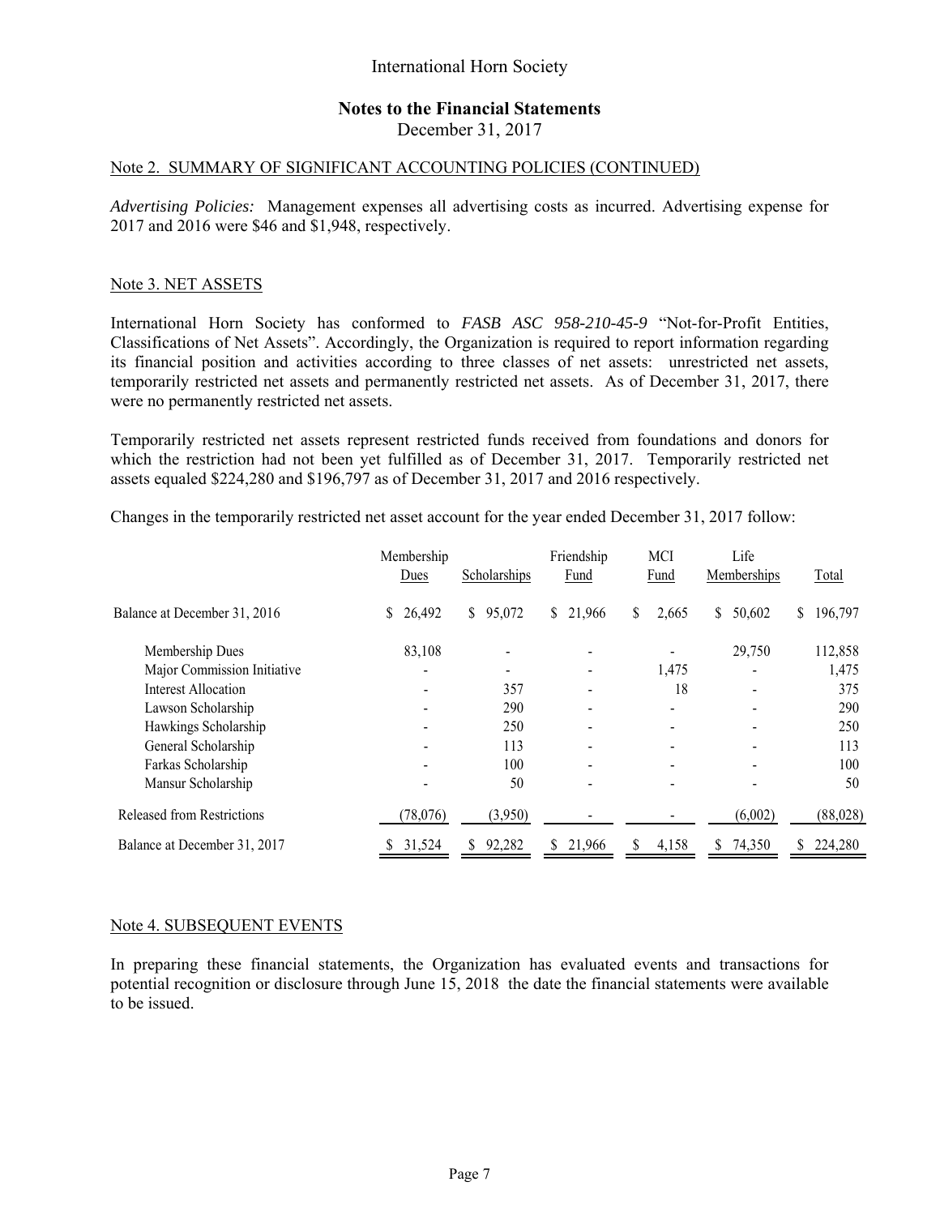International Horn Society

**Notes to the Financial Statements**
December 31, 2017

Note 2. SUMMARY OF SIGNIFICANT ACCOUNTING POLICIES (CONTINUED)

*Advertising Policies:* Management expenses all advertising costs as incurred. Advertising expense for 2017 and 2016 were $46 and $1,948, respectively.

Note 3. NET ASSETS

International Horn Society has conformed to *FASB ASC 958-210-45-9* "Not-for-Profit Entities, Classifications of Net Assets". Accordingly, the Organization is required to report information regarding its financial position and activities according to three classes of net assets: unrestricted net assets, temporarily restricted net assets and permanently restricted net assets. As of December 31, 2017, there were no permanently restricted net assets.

Temporarily restricted net assets represent restricted funds received from foundations and donors for which the restriction had not been yet fulfilled as of December 31, 2017. Temporarily restricted net assets equaled $224,280 and $196,797 as of December 31, 2016 respectively.

Changes in the temporarily restricted net asset account for the year ended December 31, 2017 follow:

| | Membership Dues | Scholarships | Friendship Fund | MCI Fund | Life Memberships | Total |
|---|---|---|---|---|---|---|
| Balance at December 31, 2016 | $ 26,492 | $ 95,072 | $ 21,966 | $ 2,665 | $ 50,602 | $ 196,797 |
| Membership Dues | 83,108 | - | - | - | 29,750 | 112,858 |
| Major Commission Initiative | - | - | - | 1,475 | - | 1,475 |
| Interest Allocation | - | 357 | - | 18 | - | 375 |
| Lawson Scholarship | - | 290 | - | - | - | 290 |
| Hawkings Scholarship | - | 250 | - | - | - | 250 |
| General Scholarship | - | 113 | - | - | - | 113 |
| Farkas Scholarship | - | 100 | - | - | - | 100 |
| Mansur Scholarship | - | 50 | - | - | - | 50 |
| Released from Restrictions | (78,076) | (3,950) | - | - | (6,002) | (88,028) |
| Balance at December 31, 2017 | $ 31,524 | $ 92,282 | $ 21,966 | $ 4,158 | $ 74,350 | $ 224,280 |

Note 4. SUBSEQUENT EVENTS

In preparing these financial statements, the Organization has evaluated events and transactions for potential recognition or disclosure through June 15, 2018 the date the financial statements were available to be issued.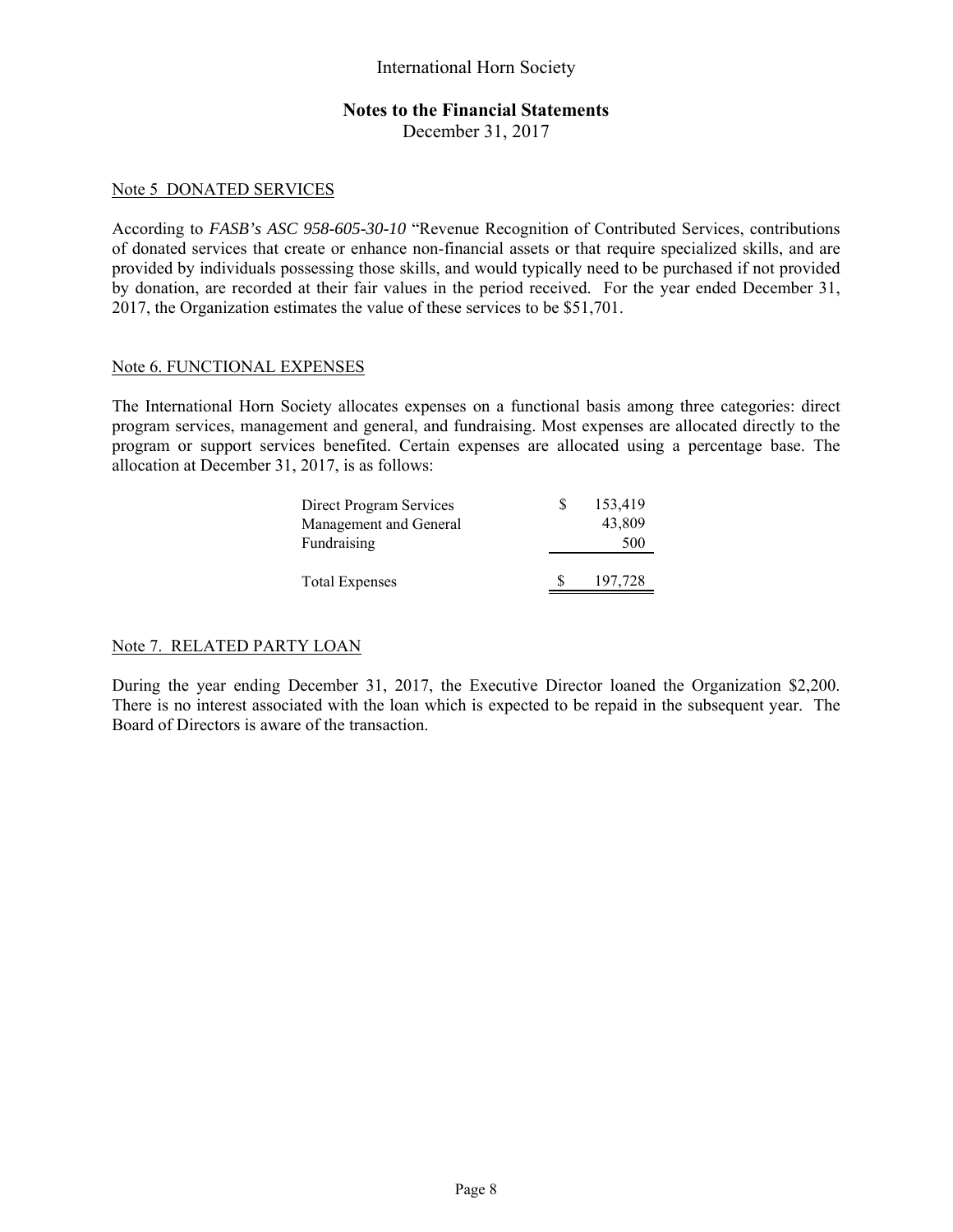International Horn Society

**Notes to the Financial Statements**
December 31, 2017

Note 5 DONATED SERVICES

According to *FASB's ASC 958-605-30-10* "Revenue Recognition of Contributed Services, contributions of donated services that create or enhance non-financial assets or that require specialized skills, and are provided by individuals possessing those skills, and would typically need to be purchased if not provided by donation, are recorded at their fair values in the period received. For the year ended December 31, 2017, the Organization estimates the value of these services to be $51,701.

Note 6. FUNCTIONAL EXPENSES

The International Horn Society allocates expenses on a functional basis among three categories: direct program services, management and general, and fundraising. Most expenses are allocated directly to the program or support services benefited. Certain expenses are allocated using a percentage base. The allocation at December 31, 2017, is as follows:

| | |
|---|---|
| Direct Program Services | $ 153,419 |
| Management and General | 43,809 |
| Fundraising | 500 |
| Total Expenses | $ 197,728 |

Note 7. RELATED PARTY LOAN

During the year ending December 31, 2017, the Executive Director loaned the Organization $2,200. There is no interest associated with the loan which is expected to be repaid in the subsequent year. The Board of Directors is aware of the transaction.